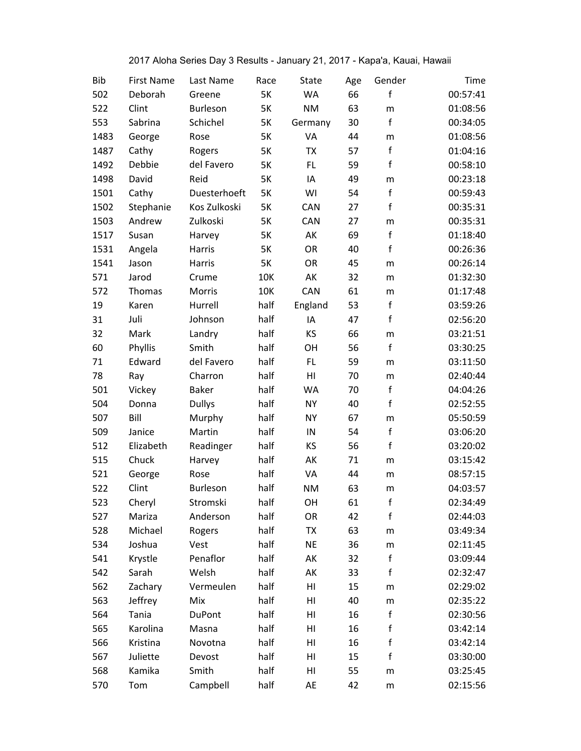2017 Aloha Series Day 3 Results - January 21, 2017 - Kapa'a, Kauai, Hawaii

| Bib | First Name | Last Name | Race | State | Age | Gender | Time |
|---|---|---|---|---|---|---|---|
| 502 | Deborah | Greene | 5K | WA | 66 | f | 00:57:41 |
| 522 | Clint | Burleson | 5K | NM | 63 | m | 01:08:56 |
| 553 | Sabrina | Schichel | 5K | Germany | 30 | f | 00:34:05 |
| 1483 | George | Rose | 5K | VA | 44 | m | 01:08:56 |
| 1487 | Cathy | Rogers | 5K | TX | 57 | f | 01:04:16 |
| 1492 | Debbie | del Favero | 5K | FL | 59 | f | 00:58:10 |
| 1498 | David | Reid | 5K | IA | 49 | m | 00:23:18 |
| 1501 | Cathy | Duesterhoeft | 5K | WI | 54 | f | 00:59:43 |
| 1502 | Stephanie | Kos Zulkoski | 5K | CAN | 27 | f | 00:35:31 |
| 1503 | Andrew | Zulkoski | 5K | CAN | 27 | m | 00:35:31 |
| 1517 | Susan | Harvey | 5K | AK | 69 | f | 01:18:40 |
| 1531 | Angela | Harris | 5K | OR | 40 | f | 00:26:36 |
| 1541 | Jason | Harris | 5K | OR | 45 | m | 00:26:14 |
| 571 | Jarod | Crume | 10K | AK | 32 | m | 01:32:30 |
| 572 | Thomas | Morris | 10K | CAN | 61 | m | 01:17:48 |
| 19 | Karen | Hurrell | half | England | 53 | f | 03:59:26 |
| 31 | Juli | Johnson | half | IA | 47 | f | 02:56:20 |
| 32 | Mark | Landry | half | KS | 66 | m | 03:21:51 |
| 60 | Phyllis | Smith | half | OH | 56 | f | 03:30:25 |
| 71 | Edward | del Favero | half | FL | 59 | m | 03:11:50 |
| 78 | Ray | Charron | half | HI | 70 | m | 02:40:44 |
| 501 | Vickey | Baker | half | WA | 70 | f | 04:04:26 |
| 504 | Donna | Dullys | half | NY | 40 | f | 02:52:55 |
| 507 | Bill | Murphy | half | NY | 67 | m | 05:50:59 |
| 509 | Janice | Martin | half | IN | 54 | f | 03:06:20 |
| 512 | Elizabeth | Readinger | half | KS | 56 | f | 03:20:02 |
| 515 | Chuck | Harvey | half | AK | 71 | m | 03:15:42 |
| 521 | George | Rose | half | VA | 44 | m | 08:57:15 |
| 522 | Clint | Burleson | half | NM | 63 | m | 04:03:57 |
| 523 | Cheryl | Stromski | half | OH | 61 | f | 02:34:49 |
| 527 | Mariza | Anderson | half | OR | 42 | f | 02:44:03 |
| 528 | Michael | Rogers | half | TX | 63 | m | 03:49:34 |
| 534 | Joshua | Vest | half | NE | 36 | m | 02:11:45 |
| 541 | Krystle | Penaflor | half | AK | 32 | f | 03:09:44 |
| 542 | Sarah | Welsh | half | AK | 33 | f | 02:32:47 |
| 562 | Zachary | Vermeulen | half | HI | 15 | m | 02:29:02 |
| 563 | Jeffrey | Mix | half | HI | 40 | m | 02:35:22 |
| 564 | Tania | DuPont | half | HI | 16 | f | 02:30:56 |
| 565 | Karolina | Masna | half | HI | 16 | f | 03:42:14 |
| 566 | Kristina | Novotna | half | HI | 16 | f | 03:42:14 |
| 567 | Juliette | Devost | half | HI | 15 | f | 03:30:00 |
| 568 | Kamika | Smith | half | HI | 55 | m | 03:25:45 |
| 570 | Tom | Campbell | half | AE | 42 | m | 02:15:56 |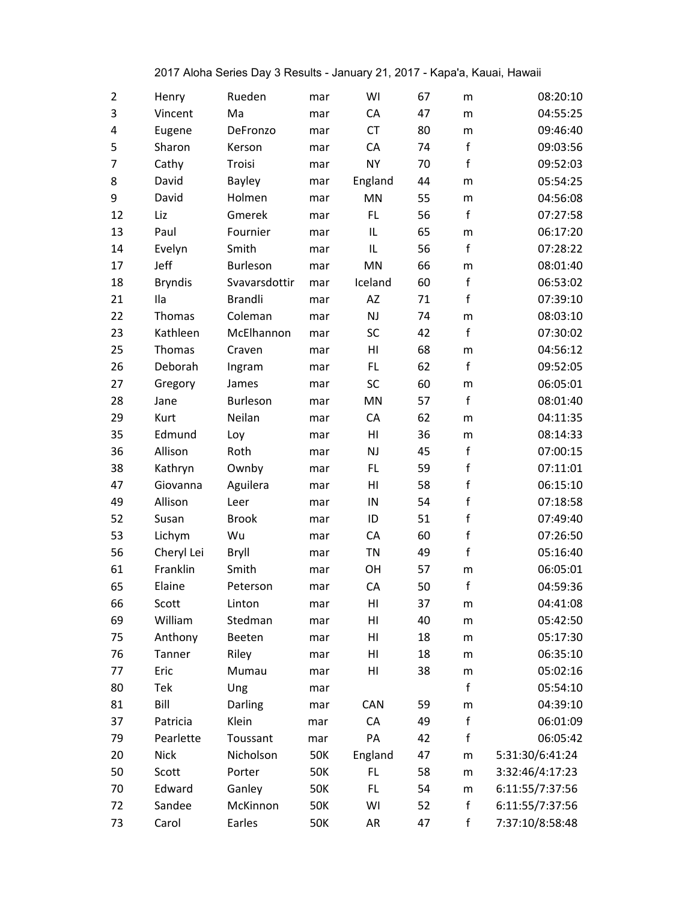2017 Aloha Series Day 3 Results - January 21, 2017 - Kapa'a, Kauai, Hawaii

| | | | | | | | |
|---|---|---|---|---|---|---|---|
| 2 | Henry | Rueden | mar | WI | 67 | m | 08:20:10 |
| 3 | Vincent | Ma | mar | CA | 47 | m | 04:55:25 |
| 4 | Eugene | DeFronzo | mar | CT | 80 | m | 09:46:40 |
| 5 | Sharon | Kerson | mar | CA | 74 | f | 09:03:56 |
| 7 | Cathy | Troisi | mar | NY | 70 | f | 09:52:03 |
| 8 | David | Bayley | mar | England | 44 | m | 05:54:25 |
| 9 | David | Holmen | mar | MN | 55 | m | 04:56:08 |
| 12 | Liz | Gmerek | mar | FL | 56 | f | 07:27:58 |
| 13 | Paul | Fournier | mar | IL | 65 | m | 06:17:20 |
| 14 | Evelyn | Smith | mar | IL | 56 | f | 07:28:22 |
| 17 | Jeff | Burleson | mar | MN | 66 | m | 08:01:40 |
| 18 | Bryndis | Svavarsdottir | mar | Iceland | 60 | f | 06:53:02 |
| 21 | Ila | Brandli | mar | AZ | 71 | f | 07:39:10 |
| 22 | Thomas | Coleman | mar | NJ | 74 | m | 08:03:10 |
| 23 | Kathleen | McElhannon | mar | SC | 42 | f | 07:30:02 |
| 25 | Thomas | Craven | mar | HI | 68 | m | 04:56:12 |
| 26 | Deborah | Ingram | mar | FL | 62 | f | 09:52:05 |
| 27 | Gregory | James | mar | SC | 60 | m | 06:05:01 |
| 28 | Jane | Burleson | mar | MN | 57 | f | 08:01:40 |
| 29 | Kurt | Neilan | mar | CA | 62 | m | 04:11:35 |
| 35 | Edmund | Loy | mar | HI | 36 | m | 08:14:33 |
| 36 | Allison | Roth | mar | NJ | 45 | f | 07:00:15 |
| 38 | Kathryn | Ownby | mar | FL | 59 | f | 07:11:01 |
| 47 | Giovanna | Aguilera | mar | HI | 58 | f | 06:15:10 |
| 49 | Allison | Leer | mar | IN | 54 | f | 07:18:58 |
| 52 | Susan | Brook | mar | ID | 51 | f | 07:49:40 |
| 53 | Lichym | Wu | mar | CA | 60 | f | 07:26:50 |
| 56 | Cheryl Lei | Bryll | mar | TN | 49 | f | 05:16:40 |
| 61 | Franklin | Smith | mar | OH | 57 | m | 06:05:01 |
| 65 | Elaine | Peterson | mar | CA | 50 | f | 04:59:36 |
| 66 | Scott | Linton | mar | HI | 37 | m | 04:41:08 |
| 69 | William | Stedman | mar | HI | 40 | m | 05:42:50 |
| 75 | Anthony | Beeten | mar | HI | 18 | m | 05:17:30 |
| 76 | Tanner | Riley | mar | HI | 18 | m | 06:35:10 |
| 77 | Eric | Mumau | mar | HI | 38 | m | 05:02:16 |
| 80 | Tek | Ung | mar | | | f | 05:54:10 |
| 81 | Bill | Darling | mar | CAN | 59 | m | 04:39:10 |
| 37 | Patricia | Klein | mar | CA | 49 | f | 06:01:09 |
| 79 | Pearlette | Toussant | mar | PA | 42 | f | 06:05:42 |
| 20 | Nick | Nicholson | 50K | England | 47 | m | 5:31:30/6:41:24 |
| 50 | Scott | Porter | 50K | FL | 58 | m | 3:32:46/4:17:23 |
| 70 | Edward | Ganley | 50K | FL | 54 | m | 6:11:55/7:37:56 |
| 72 | Sandee | McKinnon | 50K | WI | 52 | f | 6:11:55/7:37:56 |
| 73 | Carol | Earles | 50K | AR | 47 | f | 7:37:10/8:58:48 |